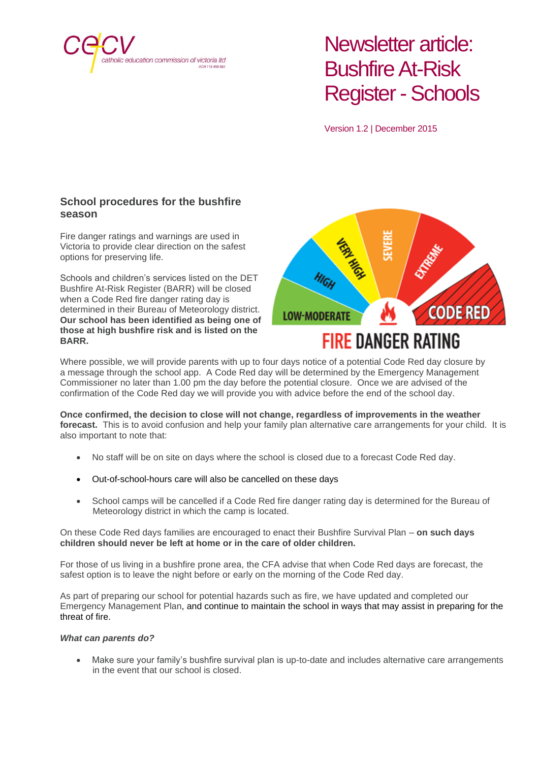# Newsletter article: Bushfire At-Risk Register - Schools

Version 1.2 | December 2015

## School procedures for the bushfire season

Fire danger ratings and warnings are used in Victoria to provide clear direction on the safest options for preserving life.

Schools and children's services listed on the DET Bushfire At-Risk Register (BARR) will be closed when a Code Red fire danger rating day is determined in their Bureau of Meteorology district. **Our school has been identified as being one of those at high bushfire risk and is listed on the BARR.**

Where possible, we will provide parents with up to four days notice of a potential Code Red day closure by a message through the school app. A Code Red day will be determined by the Emergency Management Commissioner no later than 1.00 pm the day before the potential closure. Once we are advised of the confirmation of the Code Red day we will provide you with advice before the end of the school day.

**Once confirmed, the decision to close will not change, regardless of improvements in the weather forecast.** This is to avoid confusion and help your family plan alternative care arrangements for your child. It is also important to note that:

- No staff will be on site on days where the school is closed due to a forecast Code Red day.
- Out-of-school-hours care will also be cancelled on these days
- School camps will be cancelled if a Code Red fire danger rating day is determined for the Bureau of Meteorology district in which the camp is located.

On these Code Red days families are encouraged to enact their Bushfire Survival Plan – **on such days children should never be left at home or in the care of older children.**

For those of us living in a bushfire prone area, the CFA advise that when Code Red days are forecast, the safest option is to leave the night before or early on the morning of the Code Red day.

As part of preparing our school for potential hazards such as fire, we have updated and completed our Emergency Management Plan, and continue to maintain the school in ways that may assist in preparing for the threat of fire.

***What can parents do?***

- Make sure your family's bushfire survival plan is up-to-date and includes alternative care arrangements in the event that our school is closed.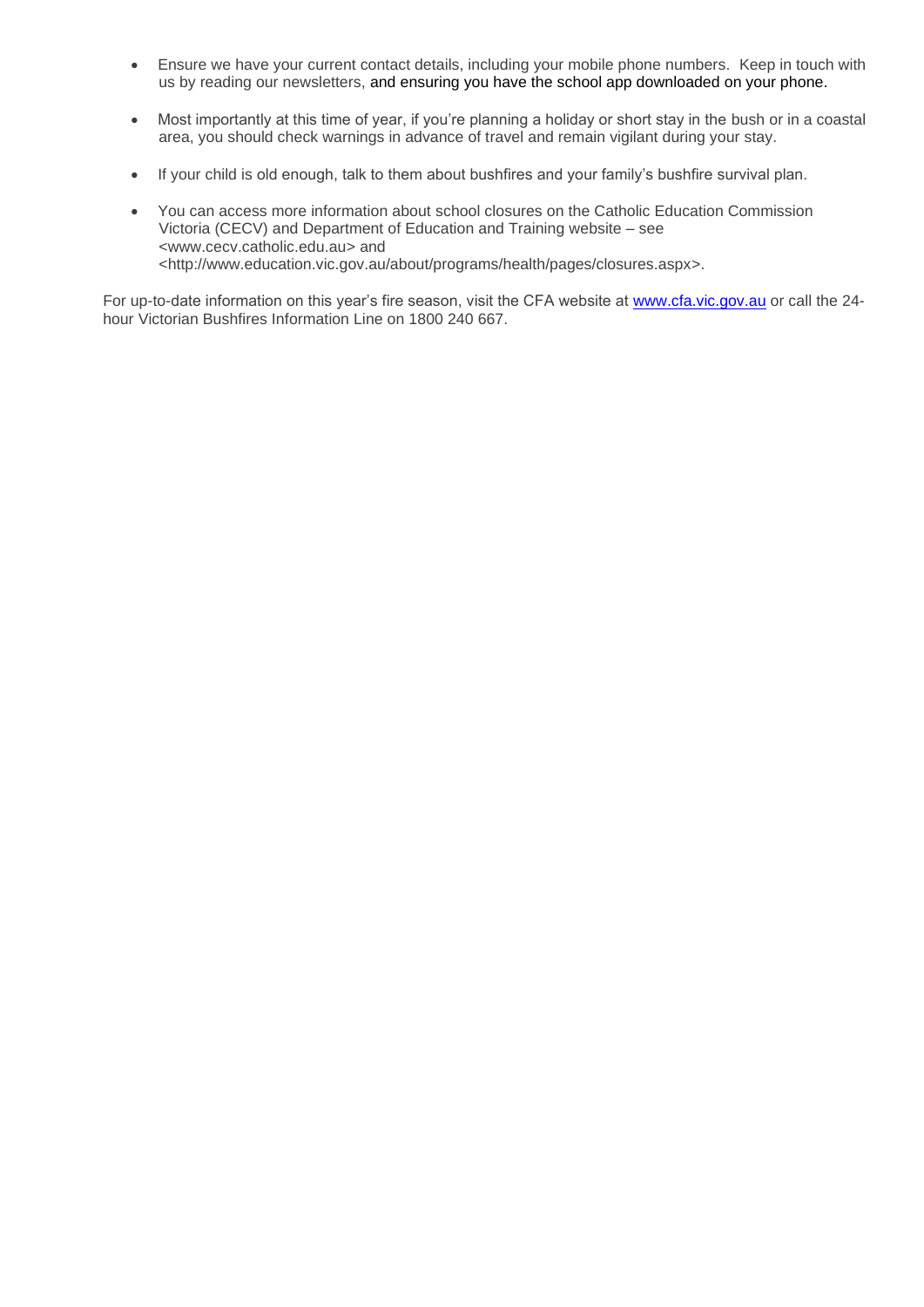- Ensure we have your current contact details, including your mobile phone numbers. Keep in touch with us by reading our newsletters, and ensuring you have the school app downloaded on your phone.
- Most importantly at this time of year, if you're planning a holiday or short stay in the bush or in a coastal area, you should check warnings in advance of travel and remain vigilant during your stay.
- If your child is old enough, talk to them about bushfires and your family's bushfire survival plan.
- You can access more information about school closures on the Catholic Education Commission Victoria (CECV) and Department of Education and Training website – see <www.cecv.catholic.edu.au> and <http://www.education.vic.gov.au/about/programs/health/pages/closures.aspx>.

For up-to-date information on this year's fire season, visit the CFA website at www.cfa.vic.gov.au or call the 24-hour Victorian Bushfires Information Line on 1800 240 667.